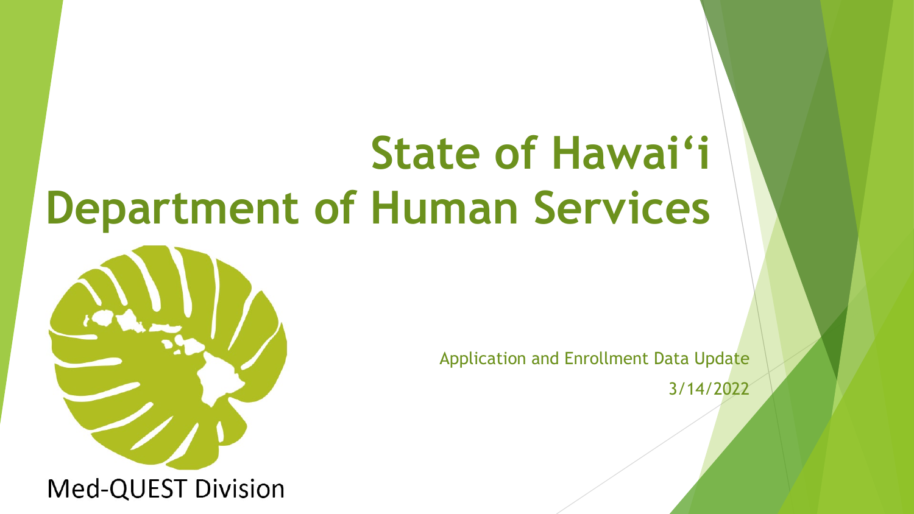# State of Hawai'i Department of Human Services

Med-QUEST Division

Application and Enrollment Data Update

3/14/2022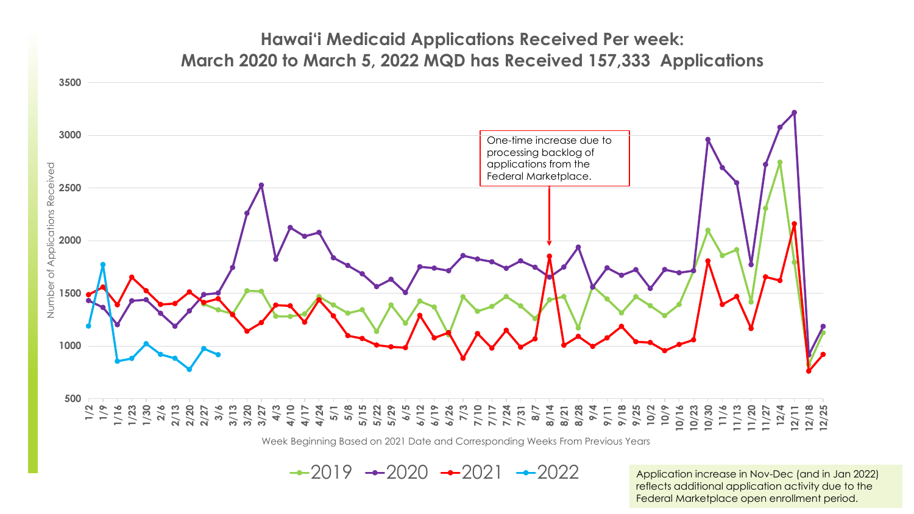# Hawaiʻi Medicaid Applications Received Per week:
# March 2020 to March 5, 2022 MQD has Received 157,333 Applications

Number of Applications Received (y-axis: 500 – 3500)

Week Beginning Based on 2021 Date and Corresponding Weeks From Previous Years (x-axis: 1/2 – 12/25)

Legend: 2019, 2020, 2021, 2022

One-time increase due to processing backlog of applications from the Federal Marketplace.

Application increase in Nov-Dec (and in Jan 2022) reflects additional application activity due to the Federal Marketplace open enrollment period.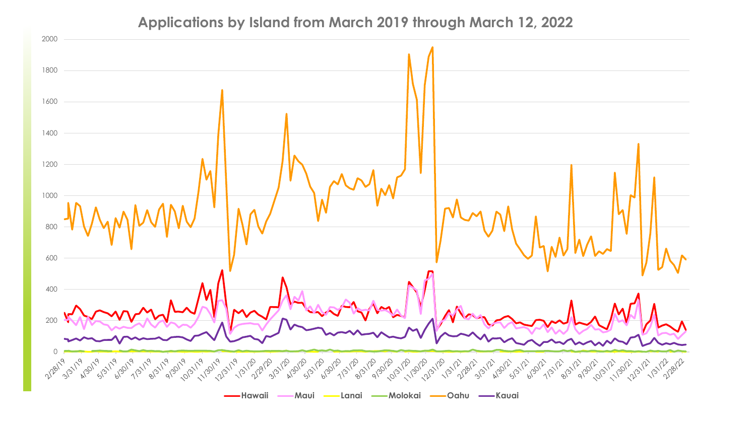## Applications by Island from March 2019 through March 12, 2022

Hawaii · Maui · Lanai · Molokai · Oahu · Kauai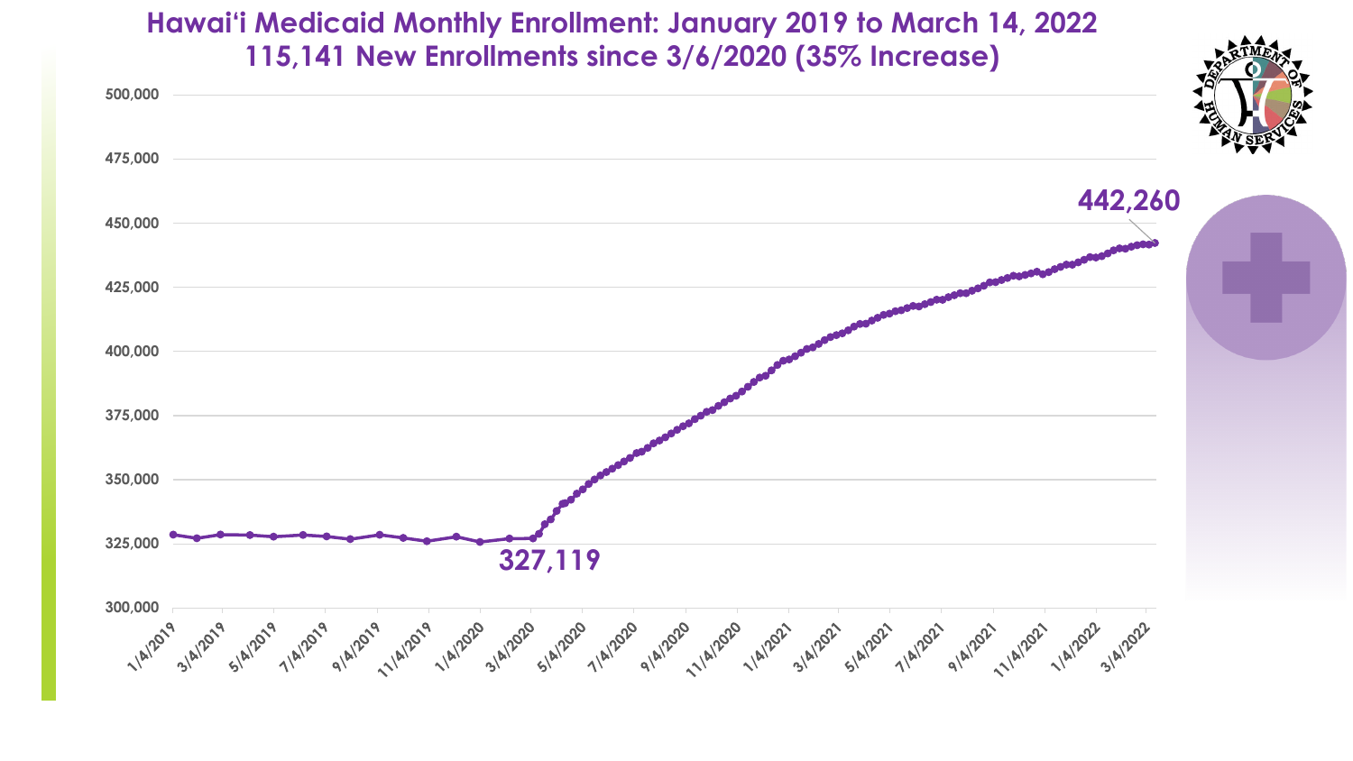# Hawaiʻi Medicaid Monthly Enrollment: January 2019 to March 14, 2022

## 115,141 New Enrollments since 3/6/2020 (35% Increase)

327,119

442,260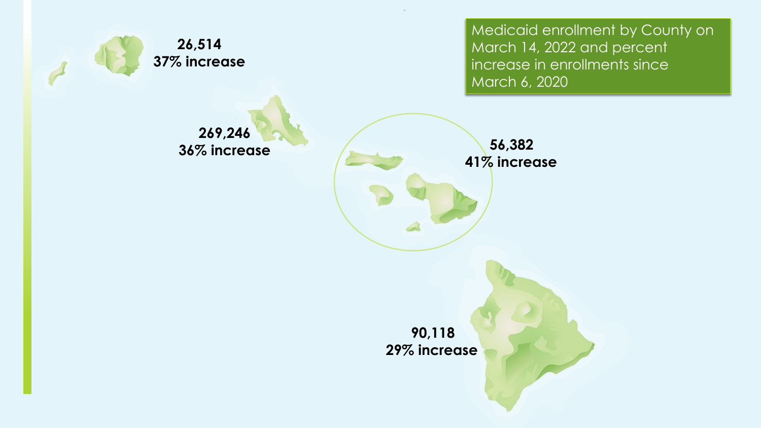Medicaid enrollment by County on March 14, 2022 and percent increase in enrollments since March 6, 2020

**26,514**
**37% increase**

**269,246**
**36% increase**

**56,382**
**41% increase**

**90,118**
**29% increase**